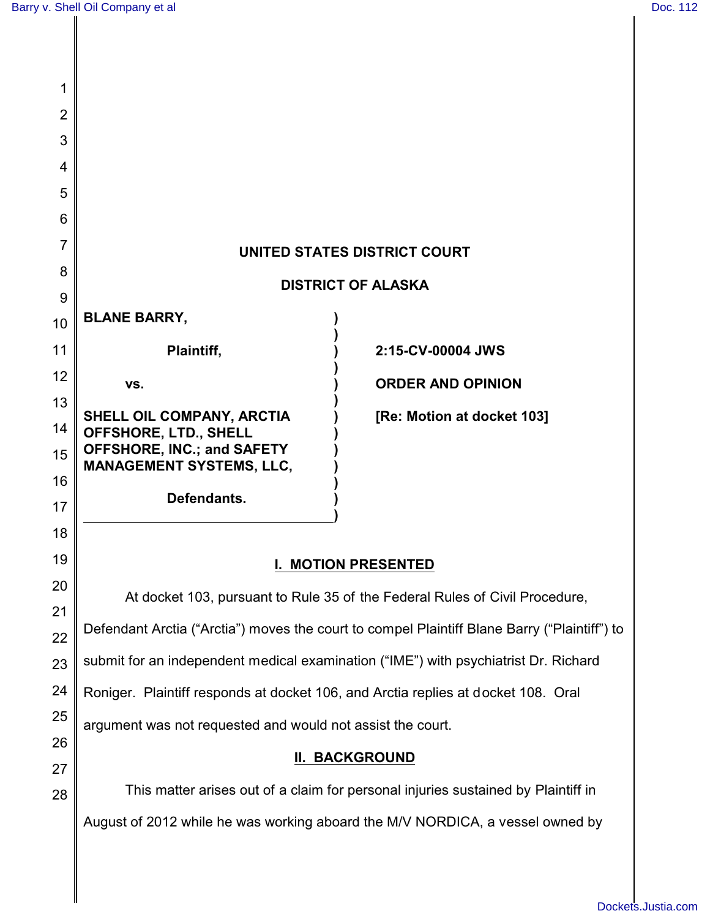# UNITED STATES DISTRICT COURT

# DISTRICT OF ALASKA

| | |
|---|---|
| **BLANE BARRY,**<br><br>**Plaintiff,**<br><br>**vs.**<br><br>**SHELL OIL COMPANY, ARCTIA OFFSHORE, LTD., SHELL OFFSHORE, INC.; and SAFETY MANAGEMENT SYSTEMS, LLC,**<br><br>**Defendants.** | **2:15-CV-00004 JWS**<br><br>**ORDER AND OPINION**<br><br>**[Re: Motion at docket 103]** |

## I. MOTION PRESENTED

At docket 103, pursuant to Rule 35 of the Federal Rules of Civil Procedure, Defendant Arctia ("Arctia") moves the court to compel Plaintiff Blane Barry ("Plaintiff") to submit for an independent medical examination ("IME") with psychiatrist Dr. Richard Roniger. Plaintiff responds at docket 106, and Arctia replies at docket 108. Oral argument was not requested and would not assist the court.

## II. BACKGROUND

This matter arises out of a claim for personal injuries sustained by Plaintiff in August of 2012 while he was working aboard the M/V NORDICA, a vessel owned by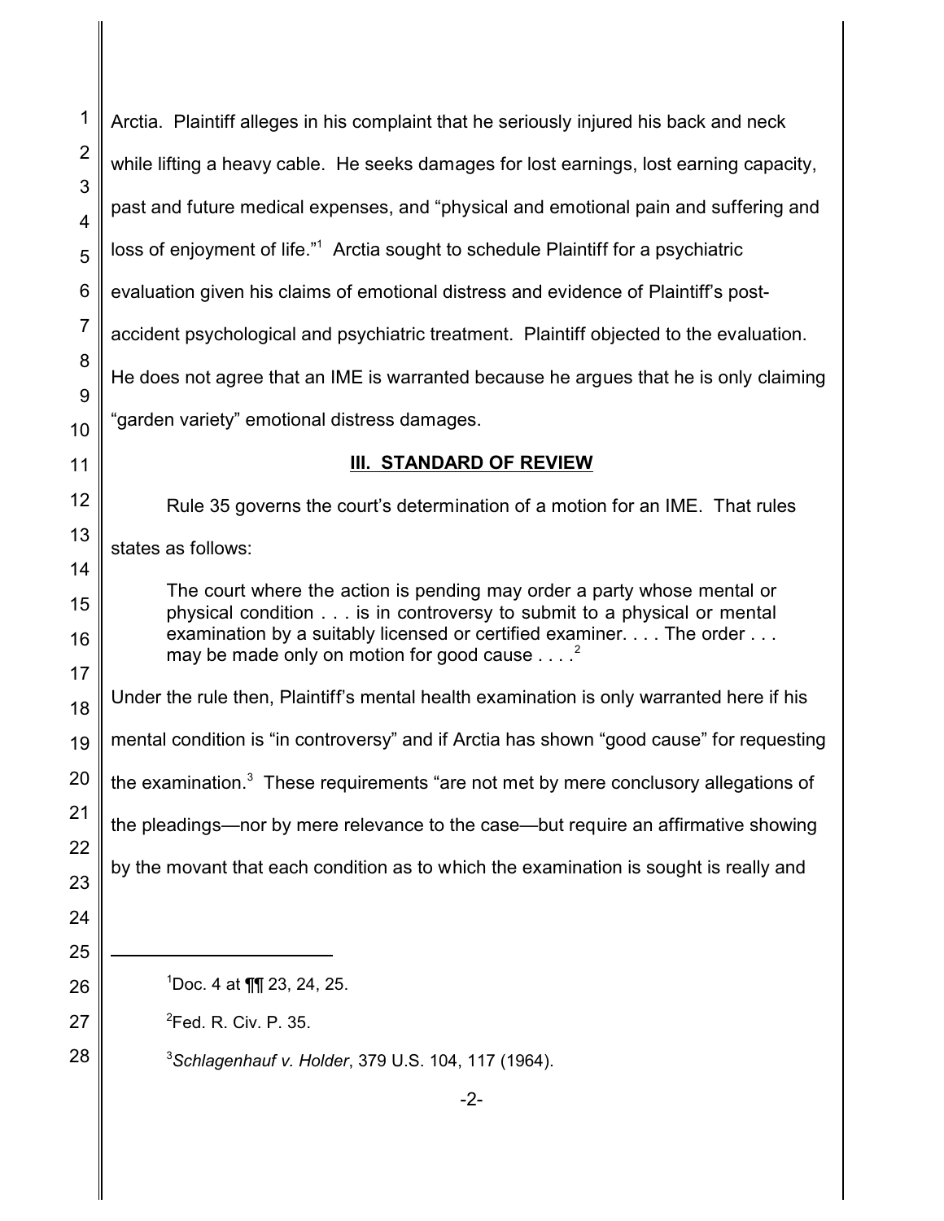Arctia. Plaintiff alleges in his complaint that he seriously injured his back and neck while lifting a heavy cable. He seeks damages for lost earnings, lost earning capacity, past and future medical expenses, and "physical and emotional pain and suffering and loss of enjoyment of life."[1] Arctia sought to schedule Plaintiff for a psychiatric evaluation given his claims of emotional distress and evidence of Plaintiff's post-accident psychological and psychiatric treatment. Plaintiff objected to the evaluation. He does not agree that an IME is warranted because he argues that he is only claiming "garden variety" emotional distress damages.

## III. STANDARD OF REVIEW

Rule 35 governs the court's determination of a motion for an IME. That rules states as follows:

> The court where the action is pending may order a party whose mental or physical condition . . . is in controversy to submit to a physical or mental examination by a suitably licensed or certified examiner. . . . The order . . . may be made only on motion for good cause . . . .[2]

Under the rule then, Plaintiff's mental health examination is only warranted here if his mental condition is "in controversy" and if Arctia has shown "good cause" for requesting the examination.[3] These requirements "are not met by mere conclusory allegations of the pleadings—nor by mere relevance to the case—but require an affirmative showing by the movant that each condition as to which the examination is sought is really and

---

[1] Doc. 4 at ¶¶ 23, 24, 25.

[2] Fed. R. Civ. P. 35.

[3] *Schlagenhauf v. Holder*, 379 U.S. 104, 117 (1964).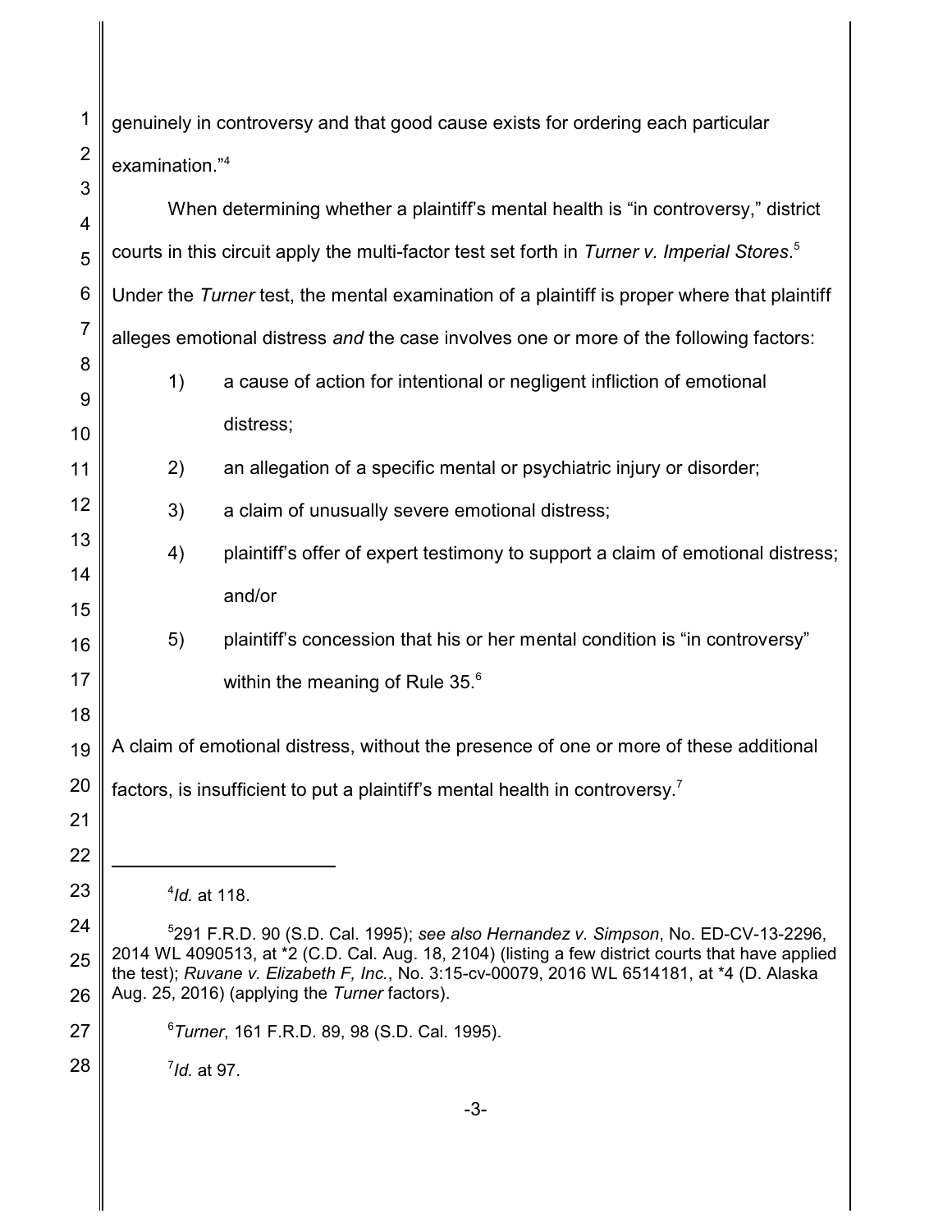genuinely in controversy and that good cause exists for ordering each particular examination."[4]

When determining whether a plaintiff's mental health is "in controversy," district courts in this circuit apply the multi-factor test set forth in *Turner v. Imperial Stores*.[5] Under the *Turner* test, the mental examination of a plaintiff is proper where that plaintiff alleges emotional distress *and* the case involves one or more of the following factors:

1) a cause of action for intentional or negligent infliction of emotional distress;
2) an allegation of a specific mental or psychiatric injury or disorder;
3) a claim of unusually severe emotional distress;
4) plaintiff's offer of expert testimony to support a claim of emotional distress; and/or
5) plaintiff's concession that his or her mental condition is "in controversy" within the meaning of Rule 35.[6]

A claim of emotional distress, without the presence of one or more of these additional factors, is insufficient to put a plaintiff's mental health in controversy.[7]

---

[4]*Id.* at 118.

[5]291 F.R.D. 90 (S.D. Cal. 1995); *see also Hernandez v. Simpson*, No. ED-CV-13-2296, 2014 WL 4090513, at *2 (C.D. Cal. Aug. 18, 2104) (listing a few district courts that have applied the test); *Ruvane v. Elizabeth F, Inc.*, No. 3:15-cv-00079, 2016 WL 6514181, at *4 (D. Alaska Aug. 25, 2016) (applying the *Turner* factors).

[6]*Turner*, 161 F.R.D. 89, 98 (S.D. Cal. 1995).

[7]*Id.* at 97.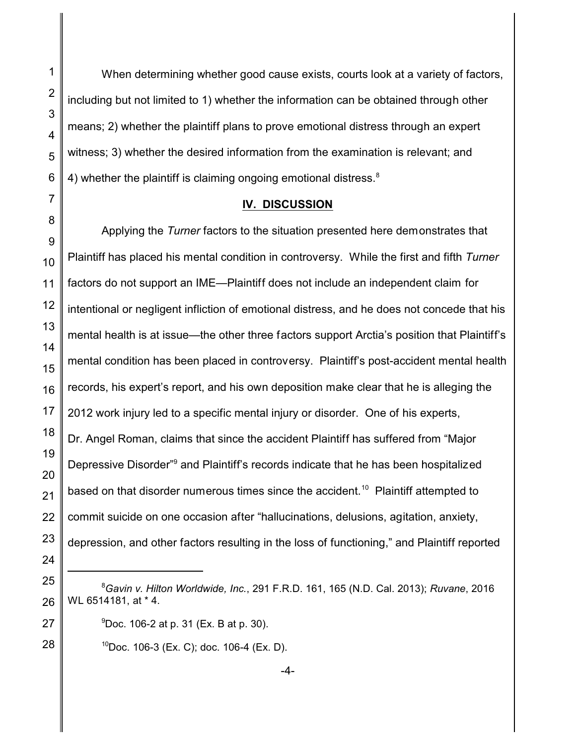When determining whether good cause exists, courts look at a variety of factors, including but not limited to 1) whether the information can be obtained through other means; 2) whether the plaintiff plans to prove emotional distress through an expert witness; 3) whether the desired information from the examination is relevant; and 4) whether the plaintiff is claiming ongoing emotional distress.[8]

## IV. DISCUSSION

Applying the *Turner* factors to the situation presented here demonstrates that Plaintiff has placed his mental condition in controversy. While the first and fifth *Turner* factors do not support an IME—Plaintiff does not include an independent claim for intentional or negligent infliction of emotional distress, and he does not concede that his mental health is at issue—the other three factors support Arctia's position that Plaintiff's mental condition has been placed in controversy. Plaintiff's post-accident mental health records, his expert's report, and his own deposition make clear that he is alleging the 2012 work injury led to a specific mental injury or disorder. One of his experts, Dr. Angel Roman, claims that since the accident Plaintiff has suffered from "Major Depressive Disorder"[9] and Plaintiff's records indicate that he has been hospitalized based on that disorder numerous times since the accident.[10] Plaintiff attempted to commit suicide on one occasion after "hallucinations, delusions, agitation, anxiety, depression, and other factors resulting in the loss of functioning," and Plaintiff reported

---

[8] *Gavin v. Hilton Worldwide, Inc.*, 291 F.R.D. 161, 165 (N.D. Cal. 2013); *Ruvane*, 2016 WL 6514181, at * 4.

[9] Doc. 106-2 at p. 31 (Ex. B at p. 30).

[10] Doc. 106-3 (Ex. C); doc. 106-4 (Ex. D).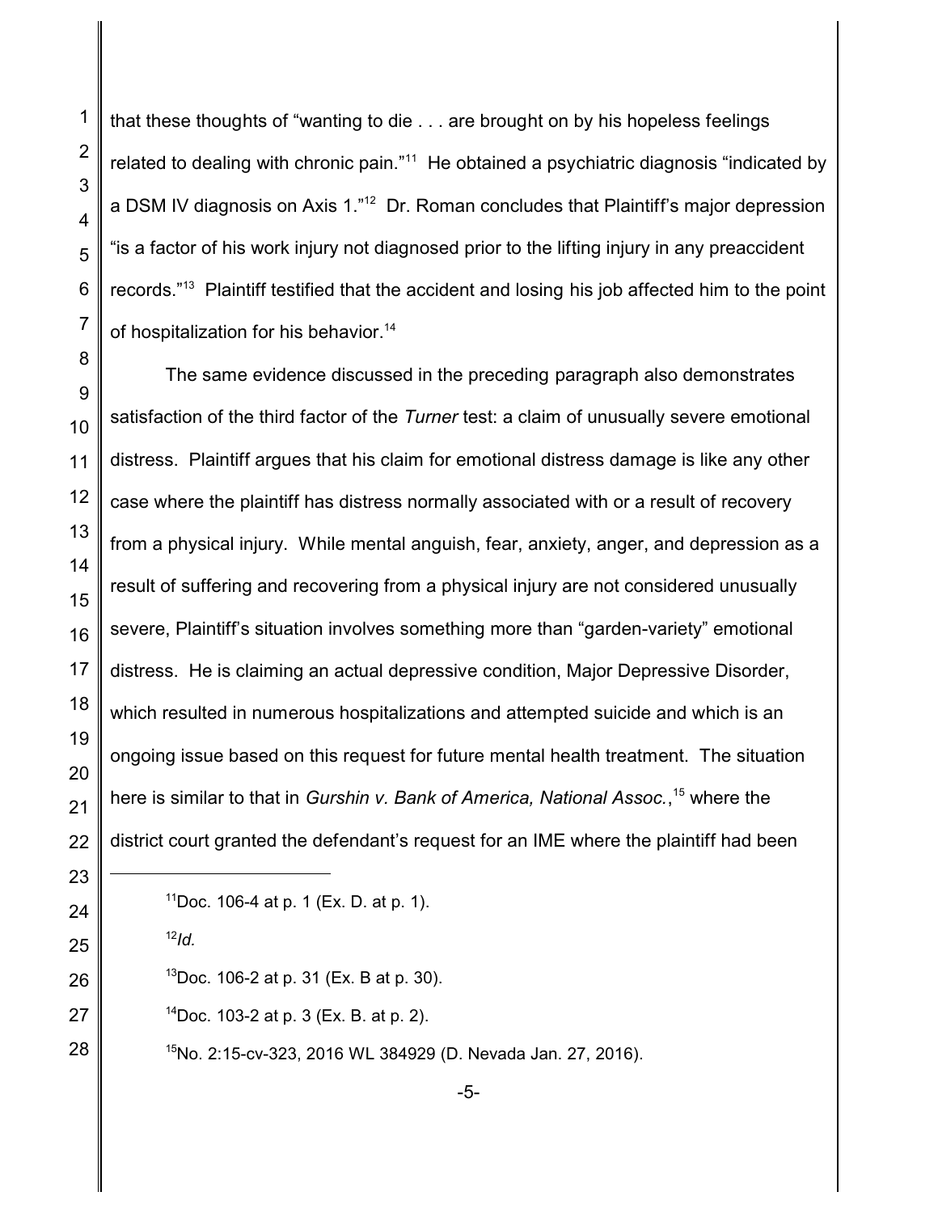that these thoughts of "wanting to die . . . are brought on by his hopeless feelings related to dealing with chronic pain."[11] He obtained a psychiatric diagnosis "indicated by a DSM IV diagnosis on Axis 1."[12] Dr. Roman concludes that Plaintiff's major depression "is a factor of his work injury not diagnosed prior to the lifting injury in any preaccident records."[13] Plaintiff testified that the accident and losing his job affected him to the point of hospitalization for his behavior.[14]

The same evidence discussed in the preceding paragraph also demonstrates satisfaction of the third factor of the *Turner* test: a claim of unusually severe emotional distress. Plaintiff argues that his claim for emotional distress damage is like any other case where the plaintiff has distress normally associated with or a result of recovery from a physical injury. While mental anguish, fear, anxiety, anger, and depression as a result of suffering and recovering from a physical injury are not considered unusually severe, Plaintiff's situation involves something more than "garden-variety" emotional distress. He is claiming an actual depressive condition, Major Depressive Disorder, which resulted in numerous hospitalizations and attempted suicide and which is an ongoing issue based on this request for future mental health treatment. The situation here is similar to that in *Gurshin v. Bank of America, National Assoc.*,[15] where the district court granted the defendant's request for an IME where the plaintiff had been

---

[11] Doc. 106-4 at p. 1 (Ex. D. at p. 1).

[12] *Id.*

[13] Doc. 106-2 at p. 31 (Ex. B at p. 30).

[14] Doc. 103-2 at p. 3 (Ex. B. at p. 2).

[15] No. 2:15-cv-323, 2016 WL 384929 (D. Nevada Jan. 27, 2016).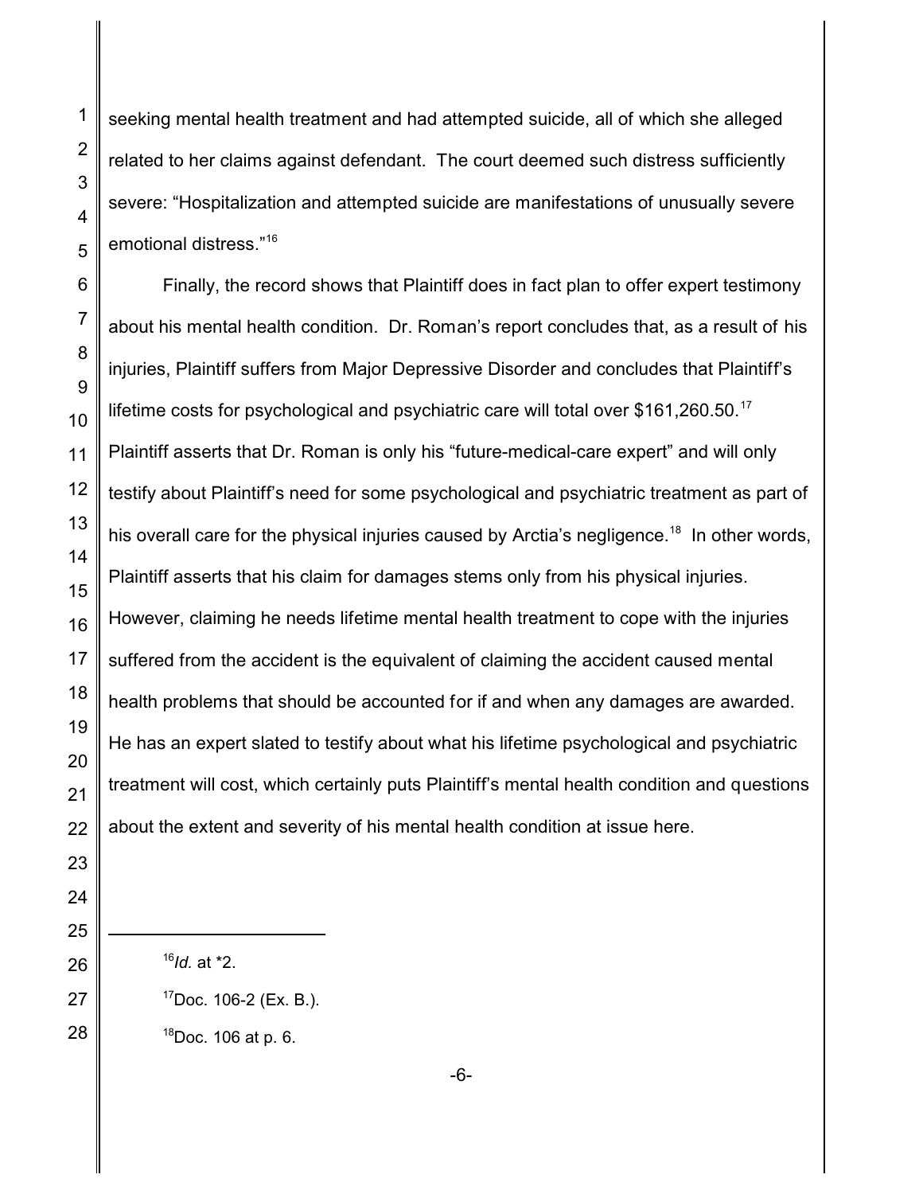seeking mental health treatment and had attempted suicide, all of which she alleged related to her claims against defendant. The court deemed such distress sufficiently severe: "Hospitalization and attempted suicide are manifestations of unusually severe emotional distress."[16]

Finally, the record shows that Plaintiff does in fact plan to offer expert testimony about his mental health condition. Dr. Roman's report concludes that, as a result of his injuries, Plaintiff suffers from Major Depressive Disorder and concludes that Plaintiff's lifetime costs for psychological and psychiatric care will total over $161,260.50.[17] Plaintiff asserts that Dr. Roman is only his "future-medical-care expert" and will only testify about Plaintiff's need for some psychological and psychiatric treatment as part of his overall care for the physical injuries caused by Arctia's negligence.[18] In other words, Plaintiff asserts that his claim for damages stems only from his physical injuries. However, claiming he needs lifetime mental health treatment to cope with the injuries suffered from the accident is the equivalent of claiming the accident caused mental health problems that should be accounted for if and when any damages are awarded. He has an expert slated to testify about what his lifetime psychological and psychiatric treatment will cost, which certainly puts Plaintiff's mental health condition and questions about the extent and severity of his mental health condition at issue here.

---

[16] *Id.* at *2.

[17] Doc. 106-2 (Ex. B.).

[18] Doc. 106 at p. 6.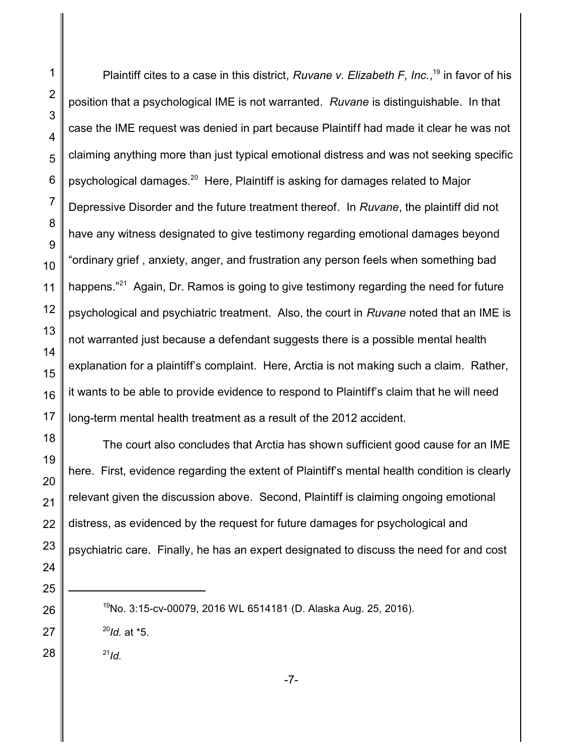Plaintiff cites to a case in this district, *Ruvane v. Elizabeth F, Inc.*,[19] in favor of his position that a psychological IME is not warranted. *Ruvane* is distinguishable. In that case the IME request was denied in part because Plaintiff had made it clear he was not claiming anything more than just typical emotional distress and was not seeking specific psychological damages.[20] Here, Plaintiff is asking for damages related to Major Depressive Disorder and the future treatment thereof. In *Ruvane*, the plaintiff did not have any witness designated to give testimony regarding emotional damages beyond "ordinary grief , anxiety, anger, and frustration any person feels when something bad happens."[21] Again, Dr. Ramos is going to give testimony regarding the need for future psychological and psychiatric treatment. Also, the court in *Ruvane* noted that an IME is not warranted just because a defendant suggests there is a possible mental health explanation for a plaintiff's complaint. Here, Arctia is not making such a claim. Rather, it wants to be able to provide evidence to respond to Plaintiff's claim that he will need long-term mental health treatment as a result of the 2012 accident.

The court also concludes that Arctia has shown sufficient good cause for an IME here. First, evidence regarding the extent of Plaintiff's mental health condition is clearly relevant given the discussion above. Second, Plaintiff is claiming ongoing emotional distress, as evidenced by the request for future damages for psychological and psychiatric care. Finally, he has an expert designated to discuss the need for and cost

---

[19] No. 3:15-cv-00079, 2016 WL 6514181 (D. Alaska Aug. 25, 2016).

[20] *Id.* at *5.

[21] *Id.*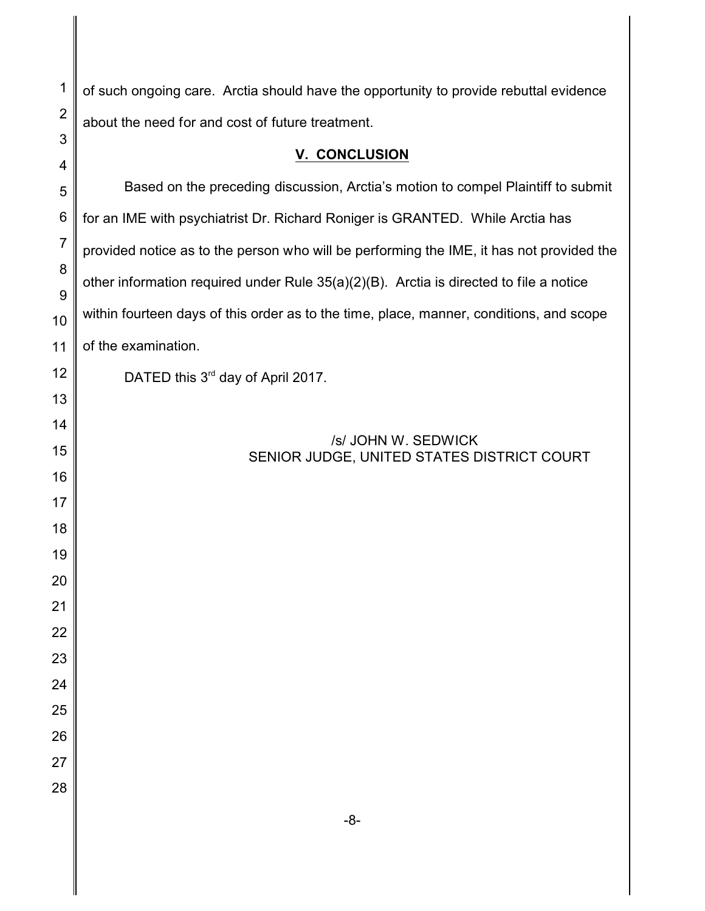of such ongoing care. Arctia should have the opportunity to provide rebuttal evidence about the need for and cost of future treatment.

## V. CONCLUSION

Based on the preceding discussion, Arctia's motion to compel Plaintiff to submit for an IME with psychiatrist Dr. Richard Roniger is GRANTED. While Arctia has provided notice as to the person who will be performing the IME, it has not provided the other information required under Rule 35(a)(2)(B). Arctia is directed to file a notice within fourteen days of this order as to the time, place, manner, conditions, and scope of the examination.

DATED this 3rd day of April 2017.

/s/ JOHN W. SEDWICK
SENIOR JUDGE, UNITED STATES DISTRICT COURT